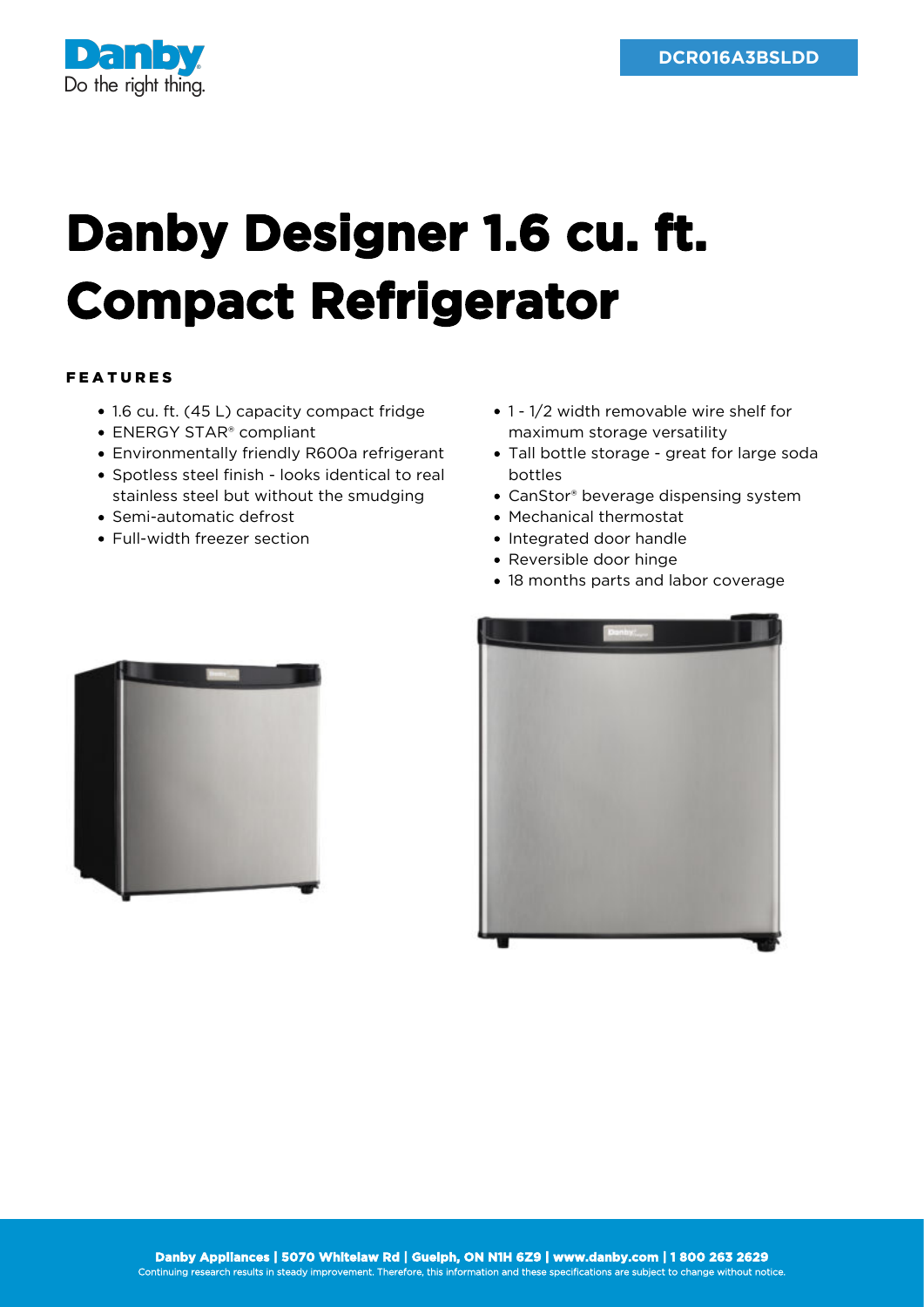DCR016A3BSLDD

# Danby Designer 1.6 cu. ft. Compact Refrigerator

## FEATURES

- 1.6 cu. ft. (45 L) capacity compact fridge
- ENERGY STAR® compliant
- Environmentally friendly R600a refrigerant
- Spotless steel finish - looks identical to real stainless steel but without the smudging
- Semi-automatic defrost
- Full-width freezer section
- 1 - 1/2 width removable wire shelf for maximum storage versatility
- Tall bottle storage - great for large soda bottles
- CanStor® beverage dispensing system
- Mechanical thermostat
- Integrated door handle
- Reversible door hinge
- 18 months parts and labor coverage

**Danby Appliances | 5070 Whitelaw Rd | Guelph, ON N1H 6Z9 | www.danby.com | 1 800 263 2629**

Continuing research results in steady improvement. Therefore, this information and these specifications are subject to change without notice.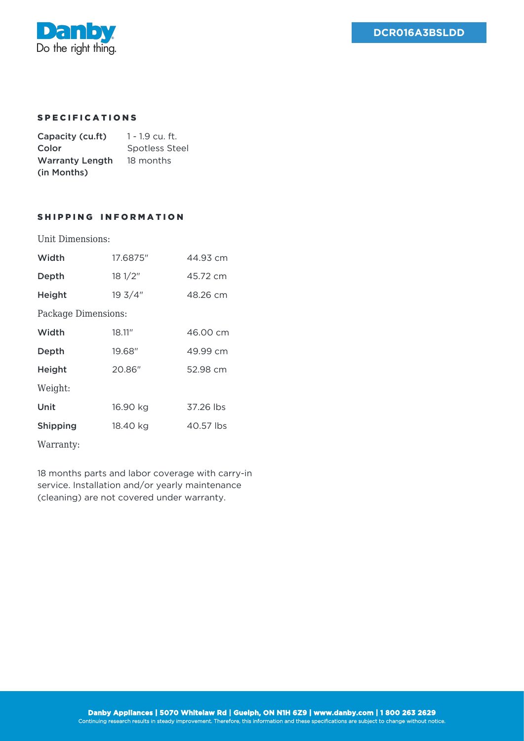DCR016A3BSLDD

## SPECIFICATIONS

| | |
|---|---|
| Capacity (cu.ft) | 1 - 1.9 cu. ft. |
| Color | Spotless Steel |
| Warranty Length (in Months) | 18 months |

## SHIPPING INFORMATION

Unit Dimensions:

| | | |
|---|---|---|
| **Width** | 17.6875" | 44.93 cm |
| **Depth** | 18 1/2" | 45.72 cm |
| **Height** | 19 3/4" | 48.26 cm |

Package Dimensions:

| | | |
|---|---|---|
| **Width** | 18.11" | 46.00 cm |
| **Depth** | 19.68" | 49.99 cm |
| **Height** | 20.86" | 52.98 cm |

Weight:

| | | |
|---|---|---|
| **Unit** | 16.90 kg | 37.26 lbs |
| **Shipping** | 18.40 kg | 40.57 lbs |

Warranty:

18 months parts and labor coverage with carry-in service. Installation and/or yearly maintenance (cleaning) are not covered under warranty.